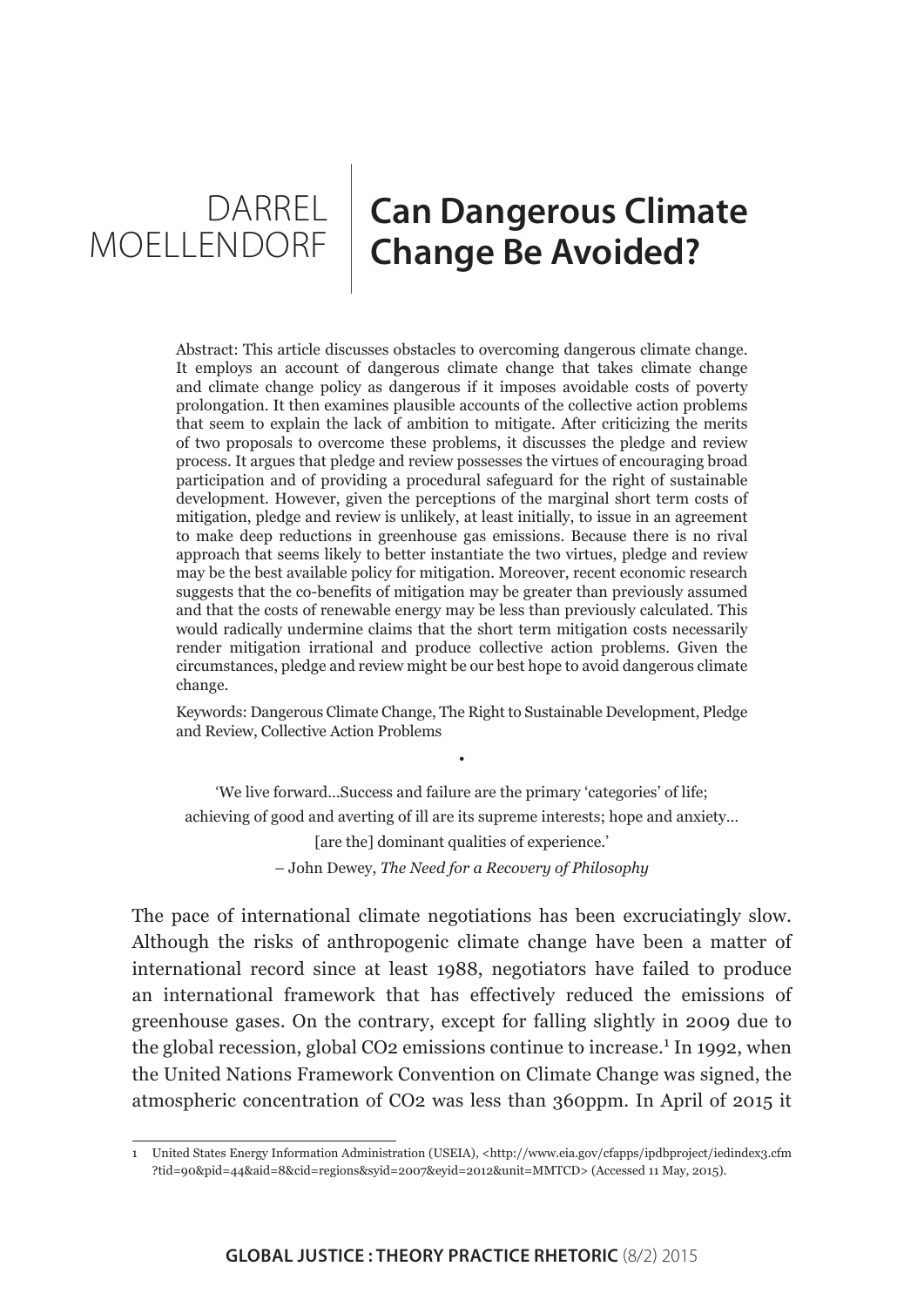DARREL MOELLENDORF

# Can Dangerous Climate Change Be Avoided?

Abstract: This article discusses obstacles to overcoming dangerous climate change. It employs an account of dangerous climate change that takes climate change and climate change policy as dangerous if it imposes avoidable costs of poverty prolongation. It then examines plausible accounts of the collective action problems that seem to explain the lack of ambition to mitigate. After criticizing the merits of two proposals to overcome these problems, it discusses the pledge and review process. It argues that pledge and review possesses the virtues of encouraging broad participation and of providing a procedural safeguard for the right of sustainable development. However, given the perceptions of the marginal short term costs of mitigation, pledge and review is unlikely, at least initially, to issue in an agreement to make deep reductions in greenhouse gas emissions. Because there is no rival approach that seems likely to better instantiate the two virtues, pledge and review may be the best available policy for mitigation. Moreover, recent economic research suggests that the co-benefits of mitigation may be greater than previously assumed and that the costs of renewable energy may be less than previously calculated. This would radically undermine claims that the short term mitigation costs necessarily render mitigation irrational and produce collective action problems. Given the circumstances, pledge and review might be our best hope to avoid dangerous climate change.

Keywords: Dangerous Climate Change, The Right to Sustainable Development, Pledge and Review, Collective Action Problems

•

> 'We live forward…Success and failure are the primary 'categories' of life; achieving of good and averting of ill are its supreme interests; hope and anxiety… [are the] dominant qualities of experience.'
>
> – John Dewey, *The Need for a Recovery of Philosophy*

The pace of international climate negotiations has been excruciatingly slow. Although the risks of anthropogenic climate change have been a matter of international record since at least 1988, negotiators have failed to produce an international framework that has effectively reduced the emissions of greenhouse gases. On the contrary, except for falling slightly in 2009 due to the global recession, global $CO_2$ emissions continue to increase.[1] In 1992, when the United Nations Framework Convention on Climate Change was signed, the atmospheric concentration of $CO_2$ was less than 360ppm. In April of 2015 it

---

1 United States Energy Information Administration (USEIA), <http://www.eia.gov/cfapps/ipdbproject/iedindex3.cfm?tid=90&pid=44&aid=8&cid=regions&syid=2007&eyid=2012&unit=MMTCD> (Accessed 11 May, 2015).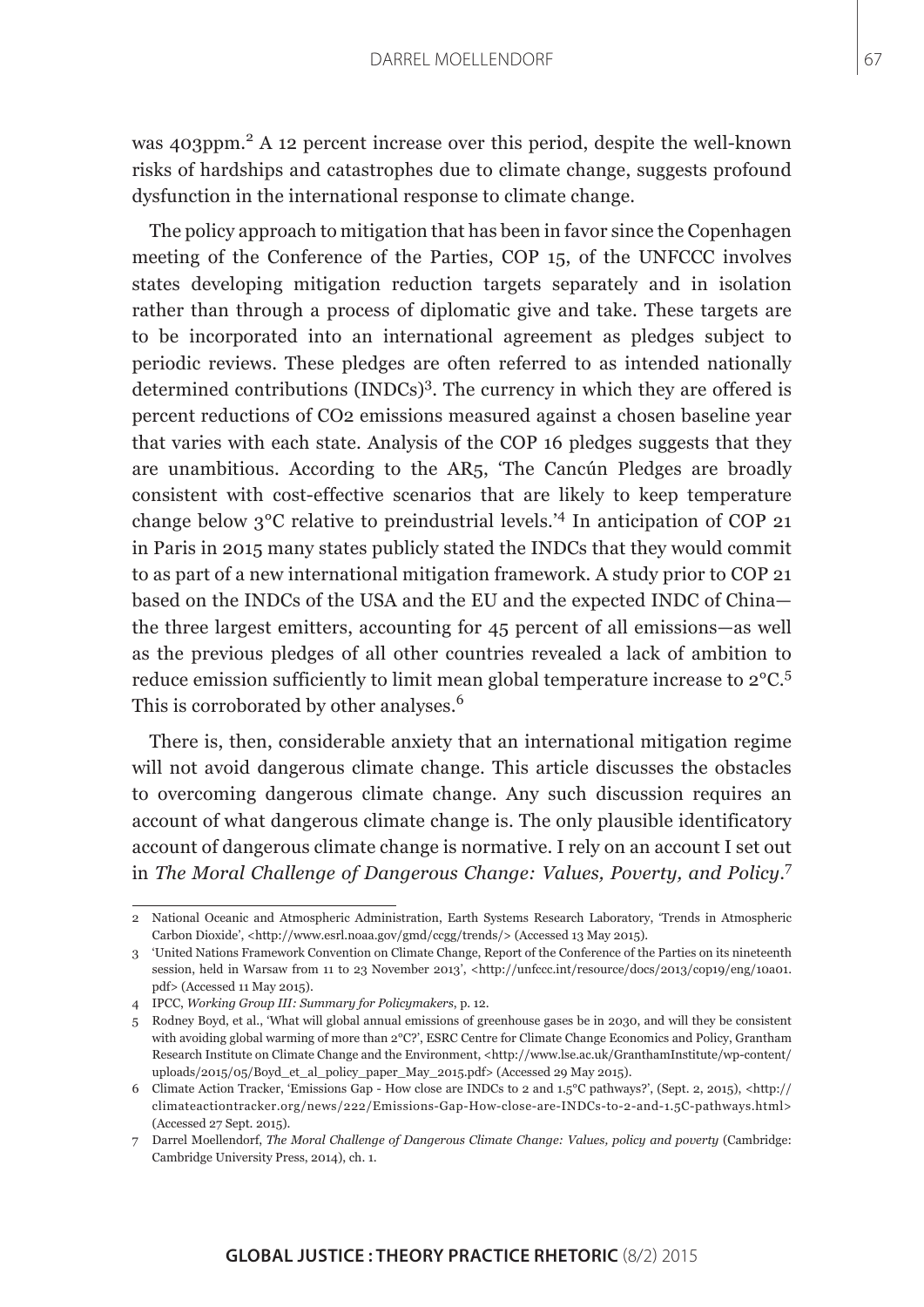was 403ppm.[2] A 12 percent increase over this period, despite the well-known risks of hardships and catastrophes due to climate change, suggests profound dysfunction in the international response to climate change.

The policy approach to mitigation that has been in favor since the Copenhagen meeting of the Conference of the Parties, COP 15, of the UNFCCC involves states developing mitigation reduction targets separately and in isolation rather than through a process of diplomatic give and take. These targets are to be incorporated into an international agreement as pledges subject to periodic reviews. These pledges are often referred to as intended nationally determined contributions (INDCs)[3]. The currency in which they are offered is percent reductions of $CO_2$ emissions measured against a chosen baseline year that varies with each state. Analysis of the COP 16 pledges suggests that they are unambitious. According to the AR5, 'The Cancún Pledges are broadly consistent with cost-effective scenarios that are likely to keep temperature change below 3°C relative to preindustrial levels.'[4] In anticipation of COP 21 in Paris in 2015 many states publicly stated the INDCs that they would commit to as part of a new international mitigation framework. A study prior to COP 21 based on the INDCs of the USA and the EU and the expected INDC of China—the three largest emitters, accounting for 45 percent of all emissions—as well as the previous pledges of all other countries revealed a lack of ambition to reduce emission sufficiently to limit mean global temperature increase to 2°C.[5] This is corroborated by other analyses.[6]

There is, then, considerable anxiety that an international mitigation regime will not avoid dangerous climate change. This article discusses the obstacles to overcoming dangerous climate change. Any such discussion requires an account of what dangerous climate change is. The only plausible identificatory account of dangerous climate change is normative. I rely on an account I set out in *The Moral Challenge of Dangerous Change: Values, Poverty, and Policy*.[7]

---

2 National Oceanic and Atmospheric Administration, Earth Systems Research Laboratory, 'Trends in Atmospheric Carbon Dioxide', <http://www.esrl.noaa.gov/gmd/ccgg/trends/> (Accessed 13 May 2015).

3 'United Nations Framework Convention on Climate Change, Report of the Conference of the Parties on its nineteenth session, held in Warsaw from 11 to 23 November 2013', <http://unfccc.int/resource/docs/2013/cop19/eng/10a01.pdf> (Accessed 11 May 2015).

4 IPCC, *Working Group III: Summary for Policymakers*, p. 12.

5 Rodney Boyd, et al., 'What will global annual emissions of greenhouse gases be in 2030, and will they be consistent with avoiding global warming of more than 2°C?', ESRC Centre for Climate Change Economics and Policy, Grantham Research Institute on Climate Change and the Environment, <http://www.lse.ac.uk/GranthamInstitute/wp-content/uploads/2015/05/Boyd_et_al_policy_paper_May_2015.pdf> (Accessed 29 May 2015).

6 Climate Action Tracker, 'Emissions Gap - How close are INDCs to 2 and 1.5°C pathways?', (Sept. 2, 2015), <http://climateactiontracker.org/news/222/Emissions-Gap-How-close-are-INDCs-to-2-and-1.5C-pathways.html> (Accessed 27 Sept. 2015).

7 Darrel Moellendorf, *The Moral Challenge of Dangerous Climate Change: Values, policy and poverty* (Cambridge: Cambridge University Press, 2014), ch. 1.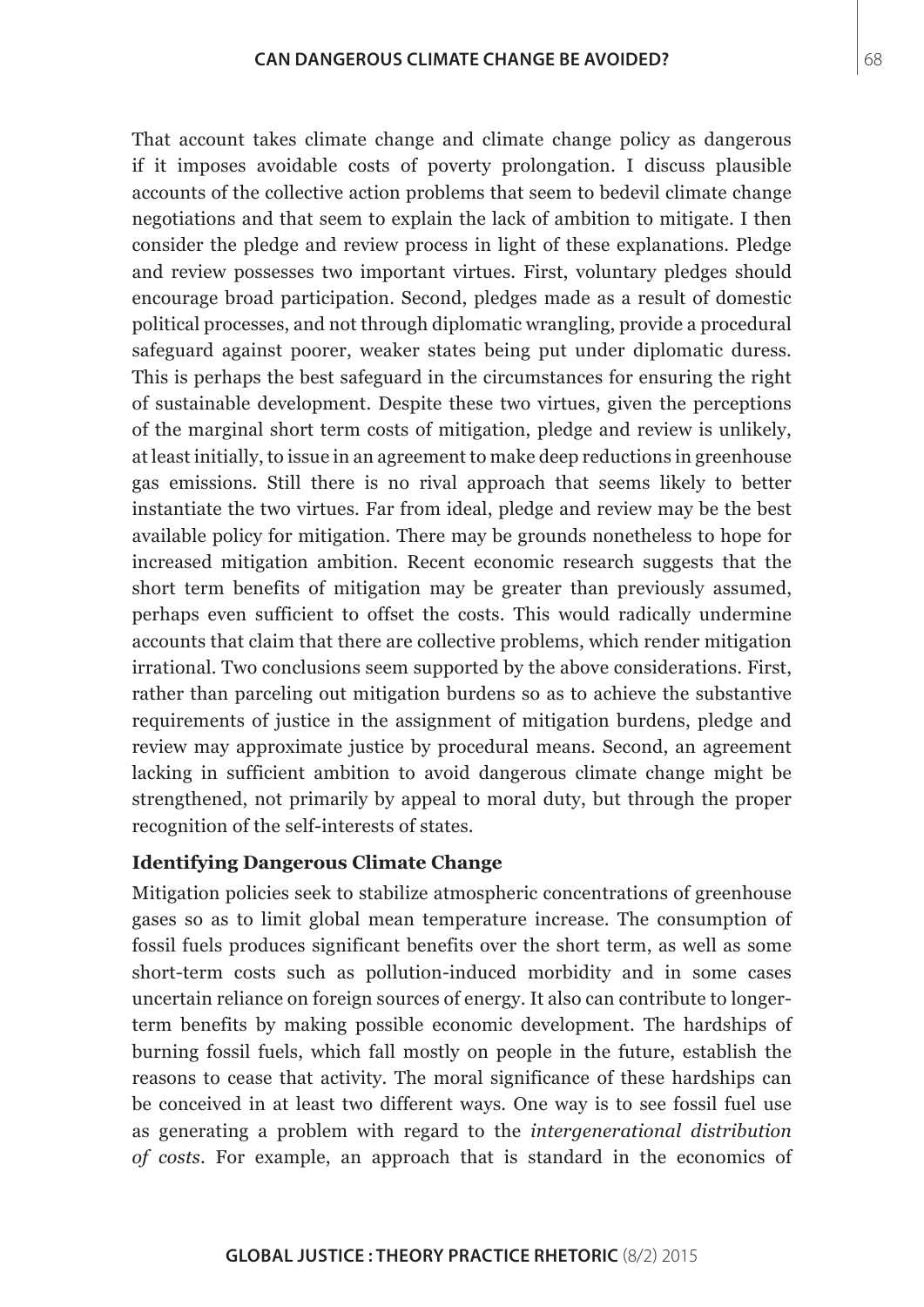That account takes climate change and climate change policy as dangerous if it imposes avoidable costs of poverty prolongation. I discuss plausible accounts of the collective action problems that seem to bedevil climate change negotiations and that seem to explain the lack of ambition to mitigate. I then consider the pledge and review process in light of these explanations. Pledge and review possesses two important virtues. First, voluntary pledges should encourage broad participation. Second, pledges made as a result of domestic political processes, and not through diplomatic wrangling, provide a procedural safeguard against poorer, weaker states being put under diplomatic duress. This is perhaps the best safeguard in the circumstances for ensuring the right of sustainable development. Despite these two virtues, given the perceptions of the marginal short term costs of mitigation, pledge and review is unlikely, at least initially, to issue in an agreement to make deep reductions in greenhouse gas emissions. Still there is no rival approach that seems likely to better instantiate the two virtues. Far from ideal, pledge and review may be the best available policy for mitigation. There may be grounds nonetheless to hope for increased mitigation ambition. Recent economic research suggests that the short term benefits of mitigation may be greater than previously assumed, perhaps even sufficient to offset the costs. This would radically undermine accounts that claim that there are collective problems, which render mitigation irrational. Two conclusions seem supported by the above considerations. First, rather than parceling out mitigation burdens so as to achieve the substantive requirements of justice in the assignment of mitigation burdens, pledge and review may approximate justice by procedural means. Second, an agreement lacking in sufficient ambition to avoid dangerous climate change might be strengthened, not primarily by appeal to moral duty, but through the proper recognition of the self-interests of states.

### Identifying Dangerous Climate Change

Mitigation policies seek to stabilize atmospheric concentrations of greenhouse gases so as to limit global mean temperature increase. The consumption of fossil fuels produces significant benefits over the short term, as well as some short-term costs such as pollution-induced morbidity and in some cases uncertain reliance on foreign sources of energy. It also can contribute to longer-term benefits by making possible economic development. The hardships of burning fossil fuels, which fall mostly on people in the future, establish the reasons to cease that activity. The moral significance of these hardships can be conceived in at least two different ways. One way is to see fossil fuel use as generating a problem with regard to the *intergenerational distribution of costs*. For example, an approach that is standard in the economics of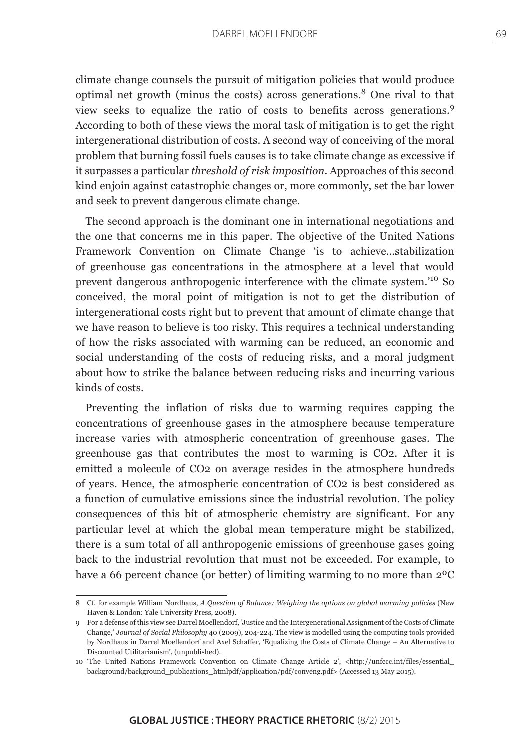climate change counsels the pursuit of mitigation policies that would produce optimal net growth (minus the costs) across generations.[8] One rival to that view seeks to equalize the ratio of costs to benefits across generations.[9] According to both of these views the moral task of mitigation is to get the right intergenerational distribution of costs. A second way of conceiving of the moral problem that burning fossil fuels causes is to take climate change as excessive if it surpasses a particular *threshold of risk imposition*. Approaches of this second kind enjoin against catastrophic changes or, more commonly, set the bar lower and seek to prevent dangerous climate change.

The second approach is the dominant one in international negotiations and the one that concerns me in this paper. The objective of the United Nations Framework Convention on Climate Change 'is to achieve…stabilization of greenhouse gas concentrations in the atmosphere at a level that would prevent dangerous anthropogenic interference with the climate system.'[10] So conceived, the moral point of mitigation is not to get the distribution of intergenerational costs right but to prevent that amount of climate change that we have reason to believe is too risky. This requires a technical understanding of how the risks associated with warming can be reduced, an economic and social understanding of the costs of reducing risks, and a moral judgment about how to strike the balance between reducing risks and incurring various kinds of costs.

Preventing the inflation of risks due to warming requires capping the concentrations of greenhouse gases in the atmosphere because temperature increase varies with atmospheric concentration of greenhouse gases. The greenhouse gas that contributes the most to warming is $CO_2$. After it is emitted a molecule of $CO_2$ on average resides in the atmosphere hundreds of years. Hence, the atmospheric concentration of $CO_2$ is best considered as a function of cumulative emissions since the industrial revolution. The policy consequences of this bit of atmospheric chemistry are significant. For any particular level at which the global mean temperature might be stabilized, there is a sum total of all anthropogenic emissions of greenhouse gases going back to the industrial revolution that must not be exceeded. For example, to have a 66 percent chance (or better) of limiting warming to no more than 2ºC

---

8 Cf. for example William Nordhaus, *A Question of Balance: Weighing the options on global warming policies* (New Haven & London: Yale University Press, 2008).

9 For a defense of this view see Darrel Moellendorf, 'Justice and the Intergenerational Assignment of the Costs of Climate Change,' *Journal of Social Philosophy* 40 (2009), 204-224. The view is modelled using the computing tools provided by Nordhaus in Darrel Moellendorf and Axel Schaffer, 'Equalizing the Costs of Climate Change – An Alternative to Discounted Utilitarianism', (unpublished).

10 'The United Nations Framework Convention on Climate Change Article 2', <http://unfccc.int/files/essential_background/background_publications_htmlpdf/application/pdf/conveng.pdf> (Accessed 13 May 2015).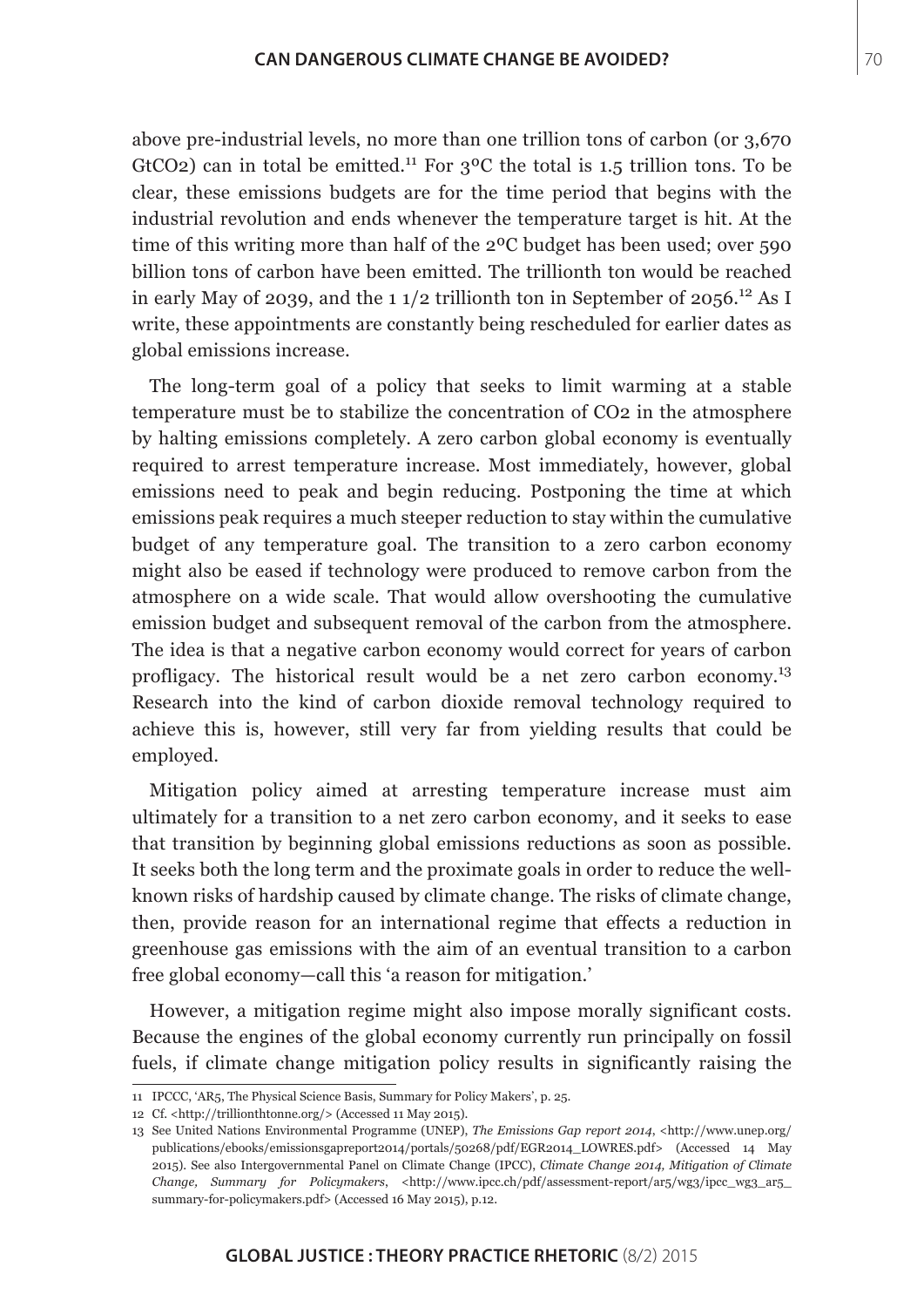above pre-industrial levels, no more than one trillion tons of carbon (or 3,670 $GtCO_2$) can in total be emitted.[11] For 3ºC the total is 1.5 trillion tons. To be clear, these emissions budgets are for the time period that begins with the industrial revolution and ends whenever the temperature target is hit. At the time of this writing more than half of the 2ºC budget has been used; over 590 billion tons of carbon have been emitted. The trillionth ton would be reached in early May of 2039, and the 1 1/2 trillionth ton in September of 2056.[12] As I write, these appointments are constantly being rescheduled for earlier dates as global emissions increase.

The long-term goal of a policy that seeks to limit warming at a stable temperature must be to stabilize the concentration of $CO_2$ in the atmosphere by halting emissions completely. A zero carbon global economy is eventually required to arrest temperature increase. Most immediately, however, global emissions need to peak and begin reducing. Postponing the time at which emissions peak requires a much steeper reduction to stay within the cumulative budget of any temperature goal. The transition to a zero carbon economy might also be eased if technology were produced to remove carbon from the atmosphere on a wide scale. That would allow overshooting the cumulative emission budget and subsequent removal of the carbon from the atmosphere. The idea is that a negative carbon economy would correct for years of carbon profligacy. The historical result would be a net zero carbon economy.[13] Research into the kind of carbon dioxide removal technology required to achieve this is, however, still very far from yielding results that could be employed.

Mitigation policy aimed at arresting temperature increase must aim ultimately for a transition to a net zero carbon economy, and it seeks to ease that transition by beginning global emissions reductions as soon as possible. It seeks both the long term and the proximate goals in order to reduce the well-known risks of hardship caused by climate change. The risks of climate change, then, provide reason for an international regime that effects a reduction in greenhouse gas emissions with the aim of an eventual transition to a carbon free global economy—call this 'a reason for mitigation.'

However, a mitigation regime might also impose morally significant costs. Because the engines of the global economy currently run principally on fossil fuels, if climate change mitigation policy results in significantly raising the

---

11 IPCC, 'AR5, The Physical Science Basis, Summary for Policy Makers', p. 25.

12 Cf. <http://trillionthtonne.org/> (Accessed 11 May 2015).

13 See United Nations Environmental Programme (UNEP), *The Emissions Gap report 2014*, <http://www.unep.org/publications/ebooks/emissionsgapreport2014/portals/50268/pdf/EGR2014_LOWRES.pdf> (Accessed 14 May 2015). See also Intergovernmental Panel on Climate Change (IPCC), *Climate Change 2014, Mitigation of Climate Change, Summary for Policymakers*, <http://www.ipcc.ch/pdf/assessment-report/ar5/wg3/ipcc_wg3_ar5_summary-for-policymakers.pdf> (Accessed 16 May 2015), p.12.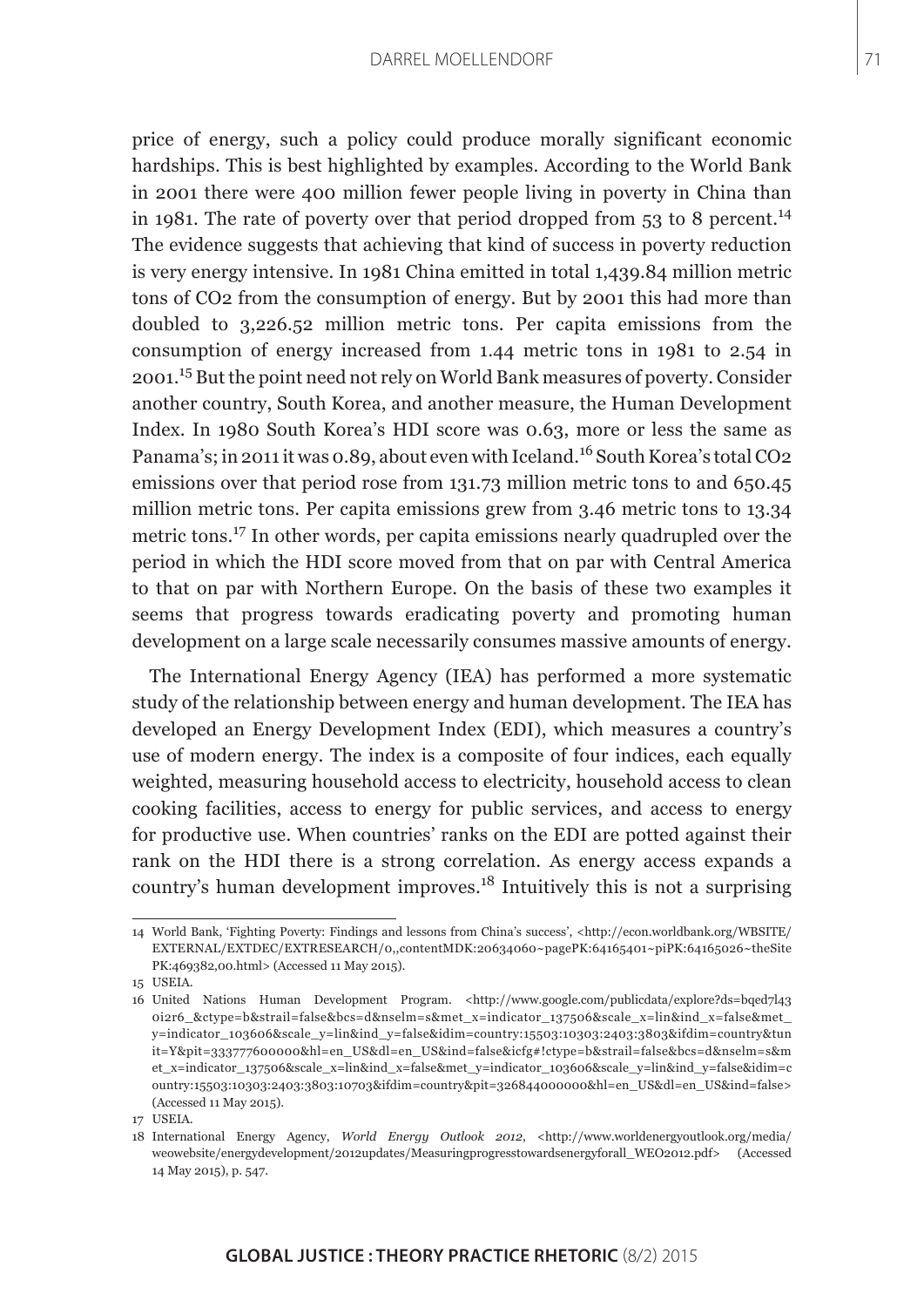price of energy, such a policy could produce morally significant economic hardships. This is best highlighted by examples. According to the World Bank in 2001 there were 400 million fewer people living in poverty in China than in 1981. The rate of poverty over that period dropped from 53 to 8 percent.[14] The evidence suggests that achieving that kind of success in poverty reduction is very energy intensive. In 1981 China emitted in total 1,439.84 million metric tons of CO2 from the consumption of energy. But by 2001 this had more than doubled to 3,226.52 million metric tons. Per capita emissions from the consumption of energy increased from 1.44 metric tons in 1981 to 2.54 in 2001.[15] But the point need not rely on World Bank measures of poverty. Consider another country, South Korea, and another measure, the Human Development Index. In 1980 South Korea's HDI score was 0.63, more or less the same as Panama's; in 2011 it was 0.89, about even with Iceland.[16] South Korea's total CO2 emissions over that period rose from 131.73 million metric tons to and 650.45 million metric tons. Per capita emissions grew from 3.46 metric tons to 13.34 metric tons.[17] In other words, per capita emissions nearly quadrupled over the period in which the HDI score moved from that on par with Central America to that on par with Northern Europe. On the basis of these two examples it seems that progress towards eradicating poverty and promoting human development on a large scale necessarily consumes massive amounts of energy.

The International Energy Agency (IEA) has performed a more systematic study of the relationship between energy and human development. The IEA has developed an Energy Development Index (EDI), which measures a country's use of modern energy. The index is a composite of four indices, each equally weighted, measuring household access to electricity, household access to clean cooking facilities, access to energy for public services, and access to energy for productive use. When countries' ranks on the EDI are potted against their rank on the HDI there is a strong correlation. As energy access expands a country's human development improves.[18] Intuitively this is not a surprising

---

14 World Bank, 'Fighting Poverty: Findings and lessons from China's success', <http://econ.worldbank.org/WBSITE/EXTERNAL/EXTDEC/EXTRESEARCH/0,,contentMDK:20634060~pagePK:64165401~piPK:64165026~theSitePK:469382,00.html> (Accessed 11 May 2015).

15 USEIA.

16 United Nations Human Development Program. <http://www.google.com/publicdata/explore?ds=bqed7l43oi2r6_&ctype=b&strail=false&bcs=d&nselm=s&met_x=indicator_137506&scale_x=lin&ind_x=false&met_y=indicator_103606&scale_y=lin&ind_y=false&idim=country:15503:10303:2403:3803&ifdim=country&tunit=Y&pit=333777600000&hl=en_US&dl=en_US&ind=false&icfg#!ctype=b&strail=false&bcs=d&nselm=s&met_x=indicator_137506&scale_x=lin&ind_x=false&met_y=indicator_103606&scale_y=lin&ind_y=false&idim=country:15503:10303:2403:3803:10703&ifdim=country&pit=326844000000&hl=en_US&dl=en_US&ind=false> (Accessed 11 May 2015).

17 USEIA.

18 International Energy Agency, *World Energy Outlook 2012*, <http://www.worldenergyoutlook.org/media/weowebsite/energydevelopment/2012updates/Measuringprogresstowardsenergyforall_WEO2012.pdf> (Accessed 14 May 2015), p. 547.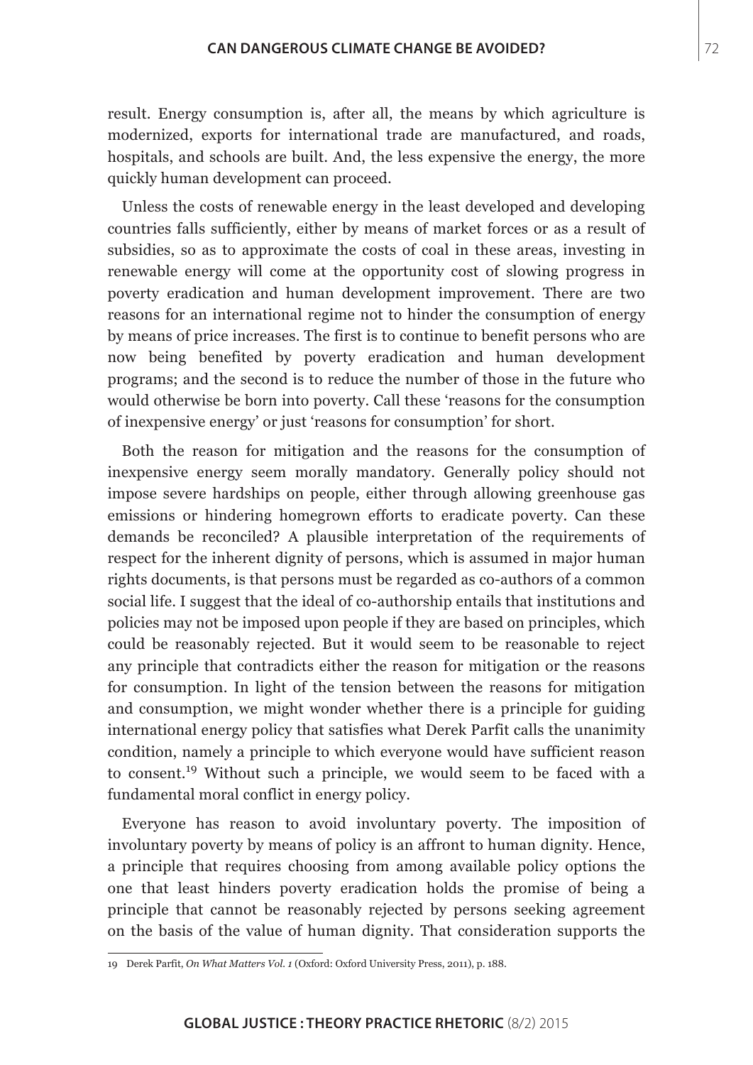result. Energy consumption is, after all, the means by which agriculture is modernized, exports for international trade are manufactured, and roads, hospitals, and schools are built. And, the less expensive the energy, the more quickly human development can proceed.

Unless the costs of renewable energy in the least developed and developing countries falls sufficiently, either by means of market forces or as a result of subsidies, so as to approximate the costs of coal in these areas, investing in renewable energy will come at the opportunity cost of slowing progress in poverty eradication and human development improvement. There are two reasons for an international regime not to hinder the consumption of energy by means of price increases. The first is to continue to benefit persons who are now being benefited by poverty eradication and human development programs; and the second is to reduce the number of those in the future who would otherwise be born into poverty. Call these 'reasons for the consumption of inexpensive energy' or just 'reasons for consumption' for short.

Both the reason for mitigation and the reasons for the consumption of inexpensive energy seem morally mandatory. Generally policy should not impose severe hardships on people, either through allowing greenhouse gas emissions or hindering homegrown efforts to eradicate poverty. Can these demands be reconciled? A plausible interpretation of the requirements of respect for the inherent dignity of persons, which is assumed in major human rights documents, is that persons must be regarded as co-authors of a common social life. I suggest that the ideal of co-authorship entails that institutions and policies may not be imposed upon people if they are based on principles, which could be reasonably rejected. But it would seem to be reasonable to reject any principle that contradicts either the reason for mitigation or the reasons for consumption. In light of the tension between the reasons for mitigation and consumption, we might wonder whether there is a principle for guiding international energy policy that satisfies what Derek Parfit calls the unanimity condition, namely a principle to which everyone would have sufficient reason to consent.[19] Without such a principle, we would seem to be faced with a fundamental moral conflict in energy policy.

Everyone has reason to avoid involuntary poverty. The imposition of involuntary poverty by means of policy is an affront to human dignity. Hence, a principle that requires choosing from among available policy options the one that least hinders poverty eradication holds the promise of being a principle that cannot be reasonably rejected by persons seeking agreement on the basis of the value of human dignity. That consideration supports the

---

19 Derek Parfit, *On What Matters Vol. 1* (Oxford: Oxford University Press, 2011), p. 188.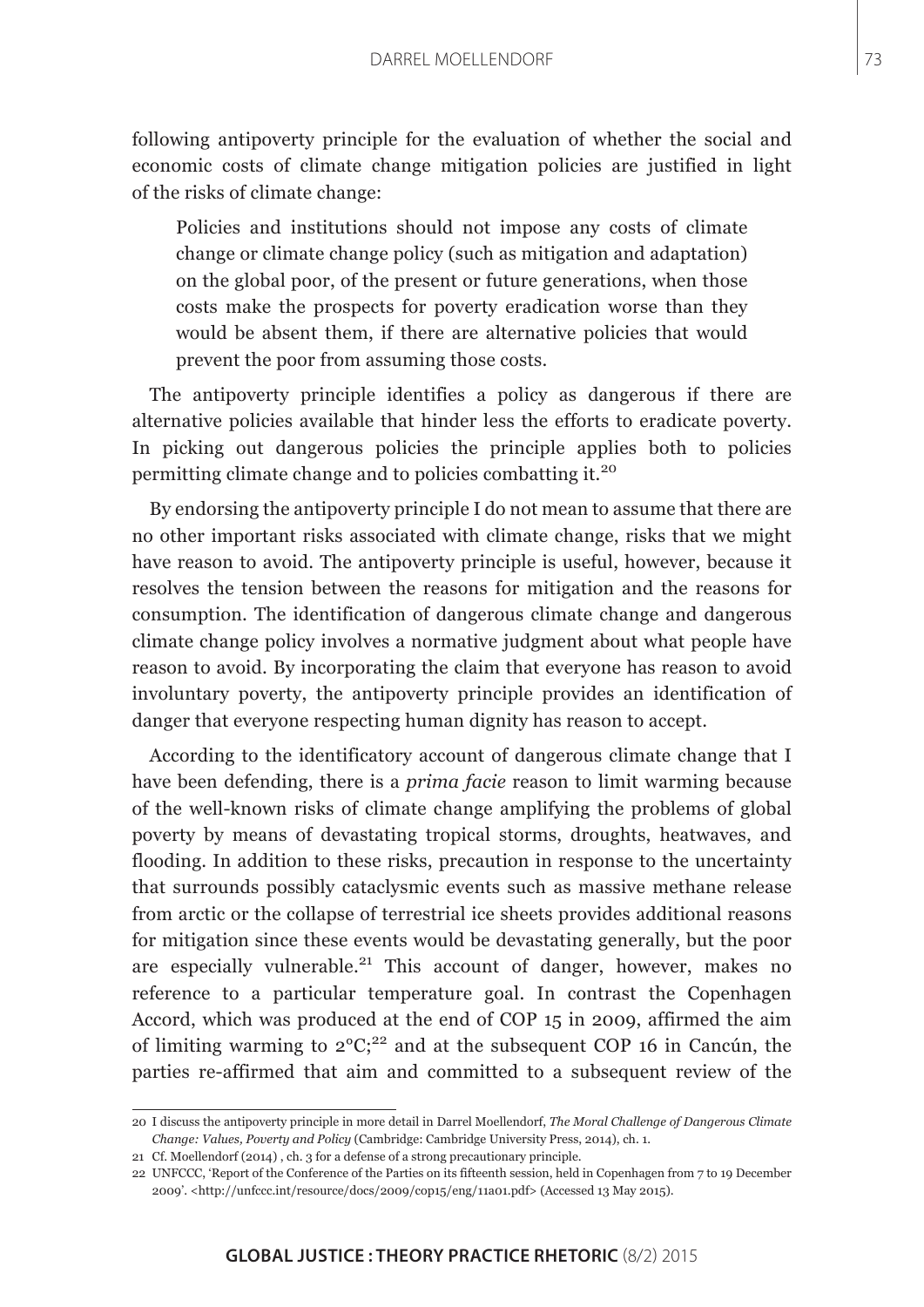following antipoverty principle for the evaluation of whether the social and economic costs of climate change mitigation policies are justified in light of the risks of climate change:

> Policies and institutions should not impose any costs of climate change or climate change policy (such as mitigation and adaptation) on the global poor, of the present or future generations, when those costs make the prospects for poverty eradication worse than they would be absent them, if there are alternative policies that would prevent the poor from assuming those costs.

The antipoverty principle identifies a policy as dangerous if there are alternative policies available that hinder less the efforts to eradicate poverty. In picking out dangerous policies the principle applies both to policies permitting climate change and to policies combatting it.[20]

By endorsing the antipoverty principle I do not mean to assume that there are no other important risks associated with climate change, risks that we might have reason to avoid. The antipoverty principle is useful, however, because it resolves the tension between the reasons for mitigation and the reasons for consumption. The identification of dangerous climate change and dangerous climate change policy involves a normative judgment about what people have reason to avoid. By incorporating the claim that everyone has reason to avoid involuntary poverty, the antipoverty principle provides an identification of danger that everyone respecting human dignity has reason to accept.

According to the identificatory account of dangerous climate change that I have been defending, there is a *prima facie* reason to limit warming because of the well-known risks of climate change amplifying the problems of global poverty by means of devastating tropical storms, droughts, heatwaves, and flooding. In addition to these risks, precaution in response to the uncertainty that surrounds possibly cataclysmic events such as massive methane release from arctic or the collapse of terrestrial ice sheets provides additional reasons for mitigation since these events would be devastating generally, but the poor are especially vulnerable.[21] This account of danger, however, makes no reference to a particular temperature goal. In contrast the Copenhagen Accord, which was produced at the end of COP 15 in 2009, affirmed the aim of limiting warming to 2°C;[22] and at the subsequent COP 16 in Cancún, the parties re-affirmed that aim and committed to a subsequent review of the

---

20 I discuss the antipoverty principle in more detail in Darrel Moellendorf, *The Moral Challenge of Dangerous Climate Change: Values, Poverty and Policy* (Cambridge: Cambridge University Press, 2014), ch. 1.

21 Cf. Moellendorf (2014) , ch. 3 for a defense of a strong precautionary principle.

22 UNFCCC, 'Report of the Conference of the Parties on its fifteenth session, held in Copenhagen from 7 to 19 December 2009'. <http://unfccc.int/resource/docs/2009/cop15/eng/11a01.pdf> (Accessed 13 May 2015).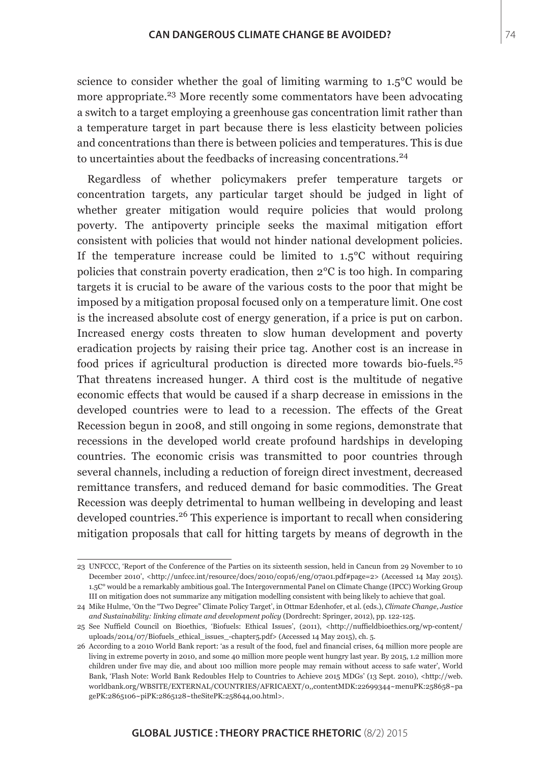science to consider whether the goal of limiting warming to 1.5°C would be more appropriate.[23] More recently some commentators have been advocating a switch to a target employing a greenhouse gas concentration limit rather than a temperature target in part because there is less elasticity between policies and concentrations than there is between policies and temperatures. This is due to uncertainties about the feedbacks of increasing concentrations.[24]

Regardless of whether policymakers prefer temperature targets or concentration targets, any particular target should be judged in light of whether greater mitigation would require policies that would prolong poverty. The antipoverty principle seeks the maximal mitigation effort consistent with policies that would not hinder national development policies. If the temperature increase could be limited to 1.5°C without requiring policies that constrain poverty eradication, then 2°C is too high. In comparing targets it is crucial to be aware of the various costs to the poor that might be imposed by a mitigation proposal focused only on a temperature limit. One cost is the increased absolute cost of energy generation, if a price is put on carbon. Increased energy costs threaten to slow human development and poverty eradication projects by raising their price tag. Another cost is an increase in food prices if agricultural production is directed more towards bio-fuels.[25] That threatens increased hunger. A third cost is the multitude of negative economic effects that would be caused if a sharp decrease in emissions in the developed countries were to lead to a recession. The effects of the Great Recession begun in 2008, and still ongoing in some regions, demonstrate that recessions in the developed world create profound hardships in developing countries. The economic crisis was transmitted to poor countries through several channels, including a reduction of foreign direct investment, decreased remittance transfers, and reduced demand for basic commodities. The Great Recession was deeply detrimental to human wellbeing in developing and least developed countries.[26] This experience is important to recall when considering mitigation proposals that call for hitting targets by means of degrowth in the

---

23 UNFCCC, 'Report of the Conference of the Parties on its sixteenth session, held in Cancun from 29 November to 10 December 2010', <http://unfccc.int/resource/docs/2010/cop16/eng/07a01.pdf#page=2> (Accessed 14 May 2015). 1.5C° would be a remarkably ambitious goal. The Intergovernmental Panel on Climate Change (IPCC) Working Group III on mitigation does not summarize any mitigation modelling consistent with being likely to achieve that goal.

24 Mike Hulme, 'On the "Two Degree" Climate Policy Target', in Ottmar Edenhofer, et al. (eds.), *Climate Change, Justice and Sustainability: linking climate and development policy* (Dordrecht: Springer, 2012), pp. 122-125.

25 See Nuffield Council on Bioethics, 'Biofuels: Ethical Issues', (2011), <http://nuffieldbioethics.org/wp-content/uploads/2014/07/Biofuels_ethical_issues_-chapter5.pdf> (Accessed 14 May 2015), ch. 5.

26 According to a 2010 World Bank report: 'as a result of the food, fuel and financial crises, 64 million more people are living in extreme poverty in 2010, and some 40 million more people went hungry last year. By 2015, 1.2 million more children under five may die, and about 100 million more people may remain without access to safe water', World Bank, 'Flash Note: World Bank Redoubles Help to Countries to Achieve 2015 MDGs' (13 Sept. 2010), <http://web.worldbank.org/WBSITE/EXTERNAL/COUNTRIES/AFRICAEXT/0,,contentMDK:22699434~menuPK:258658~pagePK:2865106~piPK:2865128~theSitePK:258644,00.html>.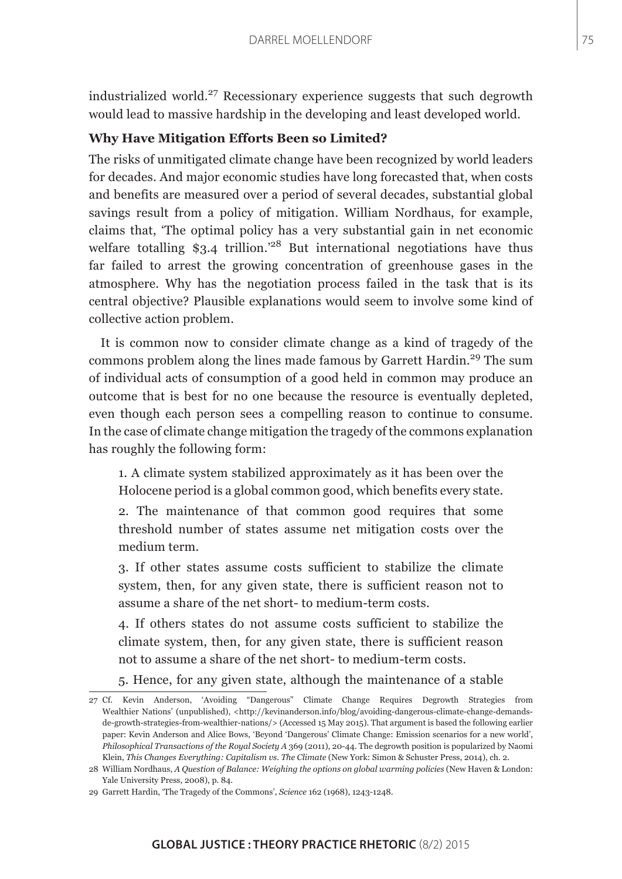industrialized world.[27] Recessionary experience suggests that such degrowth would lead to massive hardship in the developing and least developed world.

**Why Have Mitigation Efforts Been so Limited?**

The risks of unmitigated climate change have been recognized by world leaders for decades. And major economic studies have long forecasted that, when costs and benefits are measured over a period of several decades, substantial global savings result from a policy of mitigation. William Nordhaus, for example, claims that, 'The optimal policy has a very substantial gain in net economic welfare totalling $3.4 trillion.'[28] But international negotiations have thus far failed to arrest the growing concentration of greenhouse gases in the atmosphere. Why has the negotiation process failed in the task that is its central objective? Plausible explanations would seem to involve some kind of collective action problem.

It is common now to consider climate change as a kind of tragedy of the commons problem along the lines made famous by Garrett Hardin.[29] The sum of individual acts of consumption of a good held in common may produce an outcome that is best for no one because the resource is eventually depleted, even though each person sees a compelling reason to continue to consume. In the case of climate change mitigation the tragedy of the commons explanation has roughly the following form:

> 1. A climate system stabilized approximately as it has been over the Holocene period is a global common good, which benefits every state.
>
> 2. The maintenance of that common good requires that some threshold number of states assume net mitigation costs over the medium term.
>
> 3. If other states assume costs sufficient to stabilize the climate system, then, for any given state, there is sufficient reason not to assume a share of the net short- to medium-term costs.
>
> 4. If others states do not assume costs sufficient to stabilize the climate system, then, for any given state, there is sufficient reason not to assume a share of the net short- to medium-term costs.
>
> 5. Hence, for any given state, although the maintenance of a stable

27 Cf. Kevin Anderson, 'Avoiding "Dangerous" Climate Change Requires Degrowth Strategies from Wealthier Nations' (unpublished), <http://kevinanderson.info/blog/avoiding-dangerous-climate-change-demands-de-growth-strategies-from-wealthier-nations/> (Accessed 15 May 2015). That argument is based the following earlier paper: Kevin Anderson and Alice Bows, 'Beyond 'Dangerous' Climate Change: Emission scenarios for a new world', *Philosophical Transactions of the Royal Society A* 369 (2011), 20-44. The degrowth position is popularized by Naomi Klein, *This Changes Everything: Capitalism vs. The Climate* (New York: Simon & Schuster Press, 2014), ch. 2.

28 William Nordhaus, *A Question of Balance: Weighing the options on global warming policies* (New Haven & London: Yale University Press, 2008), p. 84.

29 Garrett Hardin, 'The Tragedy of the Commons', *Science* 162 (1968), 1243-1248.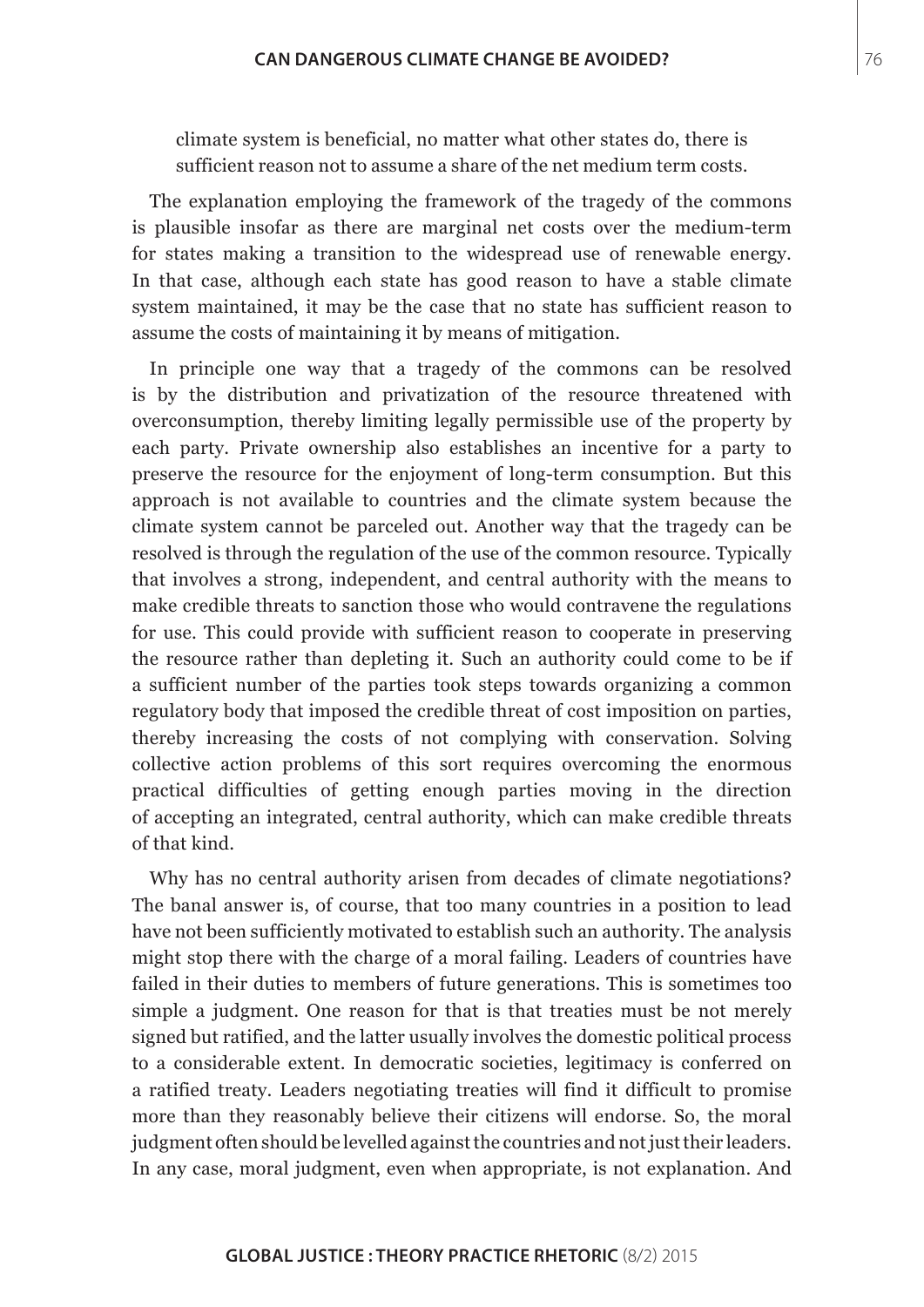climate system is beneficial, no matter what other states do, there is sufficient reason not to assume a share of the net medium term costs.

The explanation employing the framework of the tragedy of the commons is plausible insofar as there are marginal net costs over the medium-term for states making a transition to the widespread use of renewable energy. In that case, although each state has good reason to have a stable climate system maintained, it may be the case that no state has sufficient reason to assume the costs of maintaining it by means of mitigation.

In principle one way that a tragedy of the commons can be resolved is by the distribution and privatization of the resource threatened with overconsumption, thereby limiting legally permissible use of the property by each party. Private ownership also establishes an incentive for a party to preserve the resource for the enjoyment of long-term consumption. But this approach is not available to countries and the climate system because the climate system cannot be parceled out. Another way that the tragedy can be resolved is through the regulation of the use of the common resource. Typically that involves a strong, independent, and central authority with the means to make credible threats to sanction those who would contravene the regulations for use. This could provide with sufficient reason to cooperate in preserving the resource rather than depleting it. Such an authority could come to be if a sufficient number of the parties took steps towards organizing a common regulatory body that imposed the credible threat of cost imposition on parties, thereby increasing the costs of not complying with conservation. Solving collective action problems of this sort requires overcoming the enormous practical difficulties of getting enough parties moving in the direction of accepting an integrated, central authority, which can make credible threats of that kind.

Why has no central authority arisen from decades of climate negotiations? The banal answer is, of course, that too many countries in a position to lead have not been sufficiently motivated to establish such an authority. The analysis might stop there with the charge of a moral failing. Leaders of countries have failed in their duties to members of future generations. This is sometimes too simple a judgment. One reason for that is that treaties must be not merely signed but ratified, and the latter usually involves the domestic political process to a considerable extent. In democratic societies, legitimacy is conferred on a ratified treaty. Leaders negotiating treaties will find it difficult to promise more than they reasonably believe their citizens will endorse. So, the moral judgment often should be levelled against the countries and not just their leaders. In any case, moral judgment, even when appropriate, is not explanation. And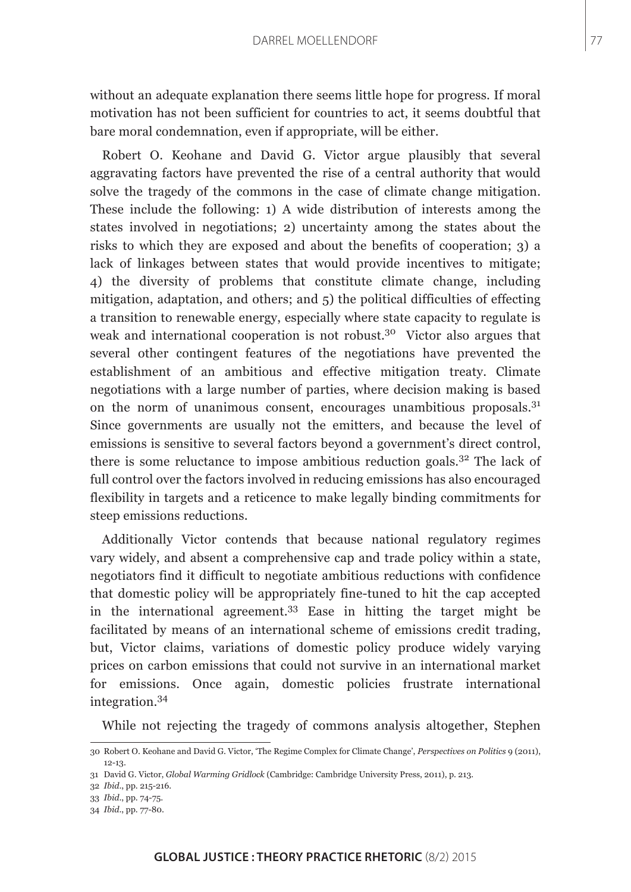without an adequate explanation there seems little hope for progress. If moral motivation has not been sufficient for countries to act, it seems doubtful that bare moral condemnation, even if appropriate, will be either.

Robert O. Keohane and David G. Victor argue plausibly that several aggravating factors have prevented the rise of a central authority that would solve the tragedy of the commons in the case of climate change mitigation. These include the following: 1) A wide distribution of interests among the states involved in negotiations; 2) uncertainty among the states about the risks to which they are exposed and about the benefits of cooperation; 3) a lack of linkages between states that would provide incentives to mitigate; 4) the diversity of problems that constitute climate change, including mitigation, adaptation, and others; and 5) the political difficulties of effecting a transition to renewable energy, especially where state capacity to regulate is weak and international cooperation is not robust.[30] Victor also argues that several other contingent features of the negotiations have prevented the establishment of an ambitious and effective mitigation treaty. Climate negotiations with a large number of parties, where decision making is based on the norm of unanimous consent, encourages unambitious proposals.[31] Since governments are usually not the emitters, and because the level of emissions is sensitive to several factors beyond a government's direct control, there is some reluctance to impose ambitious reduction goals.[32] The lack of full control over the factors involved in reducing emissions has also encouraged flexibility in targets and a reticence to make legally binding commitments for steep emissions reductions.

Additionally Victor contends that because national regulatory regimes vary widely, and absent a comprehensive cap and trade policy within a state, negotiators find it difficult to negotiate ambitious reductions with confidence that domestic policy will be appropriately fine-tuned to hit the cap accepted in the international agreement.[33] Ease in hitting the target might be facilitated by means of an international scheme of emissions credit trading, but, Victor claims, variations of domestic policy produce widely varying prices on carbon emissions that could not survive in an international market for emissions. Once again, domestic policies frustrate international integration.[34]

While not rejecting the tragedy of commons analysis altogether, Stephen

---

30 Robert O. Keohane and David G. Victor, 'The Regime Complex for Climate Change', *Perspectives on Politics* 9 (2011), 12-13.

31 David G. Victor, *Global Warming Gridlock* (Cambridge: Cambridge University Press, 2011), p. 213.

32 *Ibid.*, pp. 215-216.

33 *Ibid.*, pp. 74-75.

34 *Ibid.*, pp. 77-80.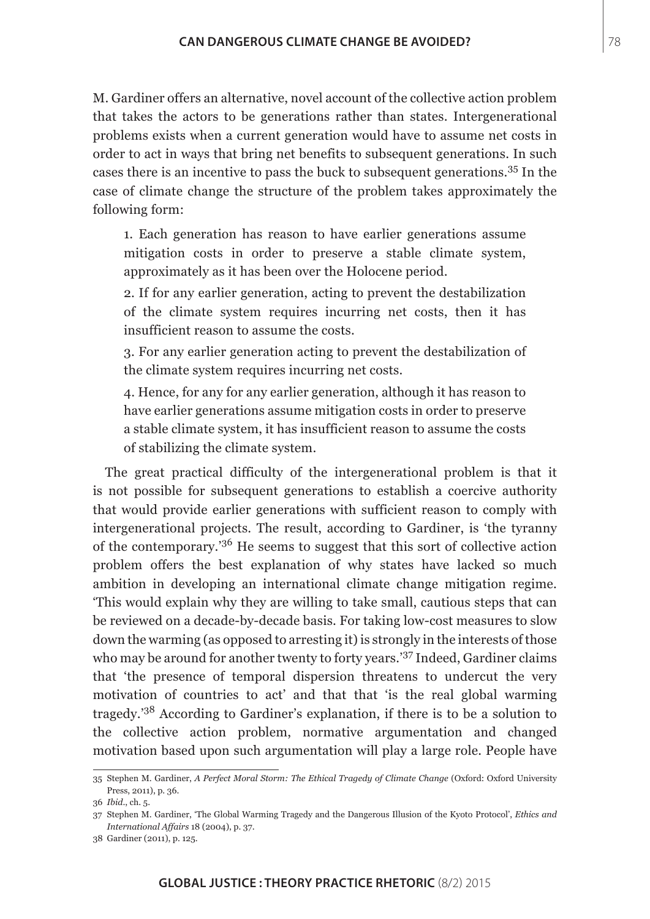M. Gardiner offers an alternative, novel account of the collective action problem that takes the actors to be generations rather than states. Intergenerational problems exists when a current generation would have to assume net costs in order to act in ways that bring net benefits to subsequent generations. In such cases there is an incentive to pass the buck to subsequent generations.[35] In the case of climate change the structure of the problem takes approximately the following form:

> 1. Each generation has reason to have earlier generations assume mitigation costs in order to preserve a stable climate system, approximately as it has been over the Holocene period.
>
> 2. If for any earlier generation, acting to prevent the destabilization of the climate system requires incurring net costs, then it has insufficient reason to assume the costs.
>
> 3. For any earlier generation acting to prevent the destabilization of the climate system requires incurring net costs.
>
> 4. Hence, for any for any earlier generation, although it has reason to have earlier generations assume mitigation costs in order to preserve a stable climate system, it has insufficient reason to assume the costs of stabilizing the climate system.

The great practical difficulty of the intergenerational problem is that it is not possible for subsequent generations to establish a coercive authority that would provide earlier generations with sufficient reason to comply with intergenerational projects. The result, according to Gardiner, is 'the tyranny of the contemporary.'[36] He seems to suggest that this sort of collective action problem offers the best explanation of why states have lacked so much ambition in developing an international climate change mitigation regime. 'This would explain why they are willing to take small, cautious steps that can be reviewed on a decade-by-decade basis. For taking low-cost measures to slow down the warming (as opposed to arresting it) is strongly in the interests of those who may be around for another twenty to forty years.'[37] Indeed, Gardiner claims that 'the presence of temporal dispersion threatens to undercut the very motivation of countries to act' and that that 'is the real global warming tragedy.'[38] According to Gardiner's explanation, if there is to be a solution to the collective action problem, normative argumentation and changed motivation based upon such argumentation will play a large role. People have

---

35 Stephen M. Gardiner, *A Perfect Moral Storm: The Ethical Tragedy of Climate Change* (Oxford: Oxford University Press, 2011), p. 36.

36 *Ibid.*, ch. 5.

37 Stephen M. Gardiner, 'The Global Warming Tragedy and the Dangerous Illusion of the Kyoto Protocol', *Ethics and International Affairs* 18 (2004), p. 37.

38 Gardiner (2011), p. 125.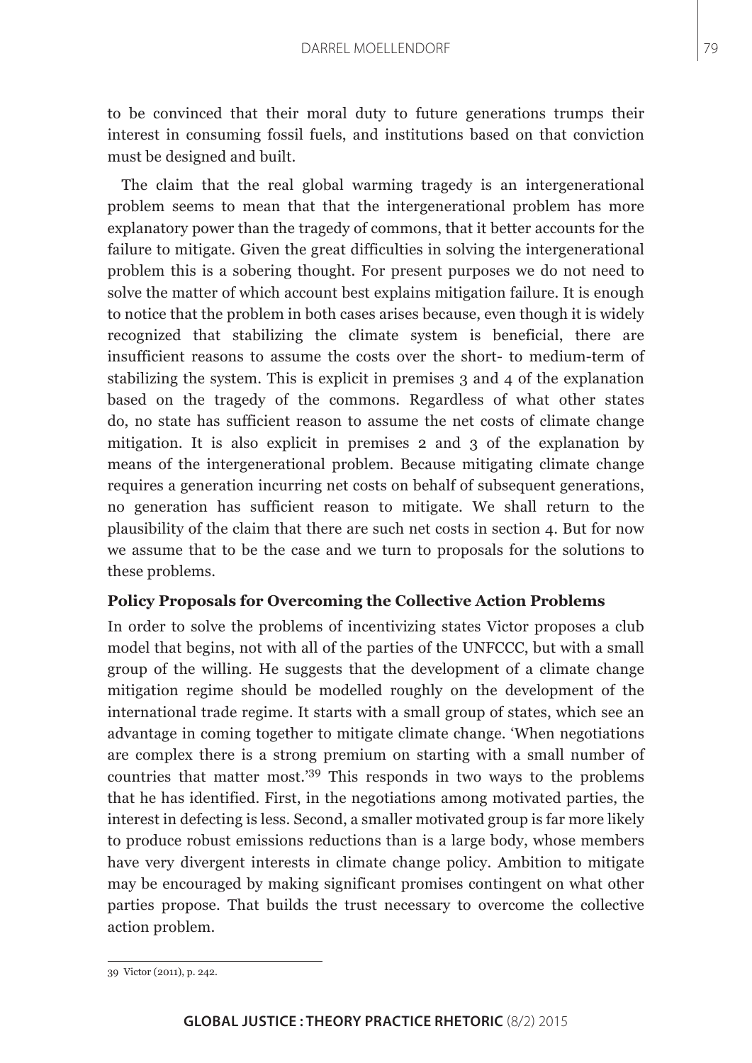to be convinced that their moral duty to future generations trumps their interest in consuming fossil fuels, and institutions based on that conviction must be designed and built.

The claim that the real global warming tragedy is an intergenerational problem seems to mean that that the intergenerational problem has more explanatory power than the tragedy of commons, that it better accounts for the failure to mitigate. Given the great difficulties in solving the intergenerational problem this is a sobering thought. For present purposes we do not need to solve the matter of which account best explains mitigation failure. It is enough to notice that the problem in both cases arises because, even though it is widely recognized that stabilizing the climate system is beneficial, there are insufficient reasons to assume the costs over the short- to medium-term of stabilizing the system. This is explicit in premises 3 and 4 of the explanation based on the tragedy of the commons. Regardless of what other states do, no state has sufficient reason to assume the net costs of climate change mitigation. It is also explicit in premises 2 and 3 of the explanation by means of the intergenerational problem. Because mitigating climate change requires a generation incurring net costs on behalf of subsequent generations, no generation has sufficient reason to mitigate. We shall return to the plausibility of the claim that there are such net costs in section 4. But for now we assume that to be the case and we turn to proposals for the solutions to these problems.

### Policy Proposals for Overcoming the Collective Action Problems

In order to solve the problems of incentivizing states Victor proposes a club model that begins, not with all of the parties of the UNFCCC, but with a small group of the willing. He suggests that the development of a climate change mitigation regime should be modelled roughly on the development of the international trade regime. It starts with a small group of states, which see an advantage in coming together to mitigate climate change. 'When negotiations are complex there is a strong premium on starting with a small number of countries that matter most.'[39] This responds in two ways to the problems that he has identified. First, in the negotiations among motivated parties, the interest in defecting is less. Second, a smaller motivated group is far more likely to produce robust emissions reductions than is a large body, whose members have very divergent interests in climate change policy. Ambition to mitigate may be encouraged by making significant promises contingent on what other parties propose. That builds the trust necessary to overcome the collective action problem.

39 Victor (2011), p. 242.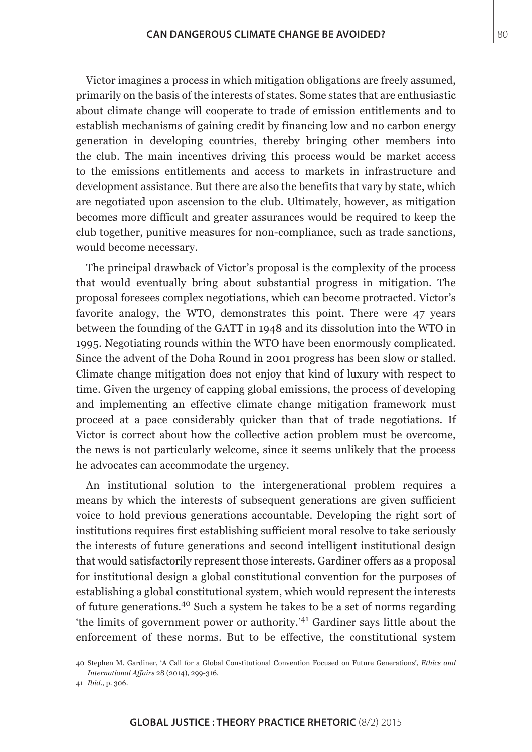Victor imagines a process in which mitigation obligations are freely assumed, primarily on the basis of the interests of states. Some states that are enthusiastic about climate change will cooperate to trade of emission entitlements and to establish mechanisms of gaining credit by financing low and no carbon energy generation in developing countries, thereby bringing other members into the club. The main incentives driving this process would be market access to the emissions entitlements and access to markets in infrastructure and development assistance. But there are also the benefits that vary by state, which are negotiated upon ascension to the club. Ultimately, however, as mitigation becomes more difficult and greater assurances would be required to keep the club together, punitive measures for non-compliance, such as trade sanctions, would become necessary.

The principal drawback of Victor's proposal is the complexity of the process that would eventually bring about substantial progress in mitigation. The proposal foresees complex negotiations, which can become protracted. Victor's favorite analogy, the WTO, demonstrates this point. There were 47 years between the founding of the GATT in 1948 and its dissolution into the WTO in 1995. Negotiating rounds within the WTO have been enormously complicated. Since the advent of the Doha Round in 2001 progress has been slow or stalled. Climate change mitigation does not enjoy that kind of luxury with respect to time. Given the urgency of capping global emissions, the process of developing and implementing an effective climate change mitigation framework must proceed at a pace considerably quicker than that of trade negotiations. If Victor is correct about how the collective action problem must be overcome, the news is not particularly welcome, since it seems unlikely that the process he advocates can accommodate the urgency.

An institutional solution to the intergenerational problem requires a means by which the interests of subsequent generations are given sufficient voice to hold previous generations accountable. Developing the right sort of institutions requires first establishing sufficient moral resolve to take seriously the interests of future generations and second intelligent institutional design that would satisfactorily represent those interests. Gardiner offers as a proposal for institutional design a global constitutional convention for the purposes of establishing a global constitutional system, which would represent the interests of future generations.[40] Such a system he takes to be a set of norms regarding 'the limits of government power or authority.'[41] Gardiner says little about the enforcement of these norms. But to be effective, the constitutional system

---

40 Stephen M. Gardiner, 'A Call for a Global Constitutional Convention Focused on Future Generations', *Ethics and International Affairs* 28 (2014), 299-316.

41 *Ibid.*, p. 306.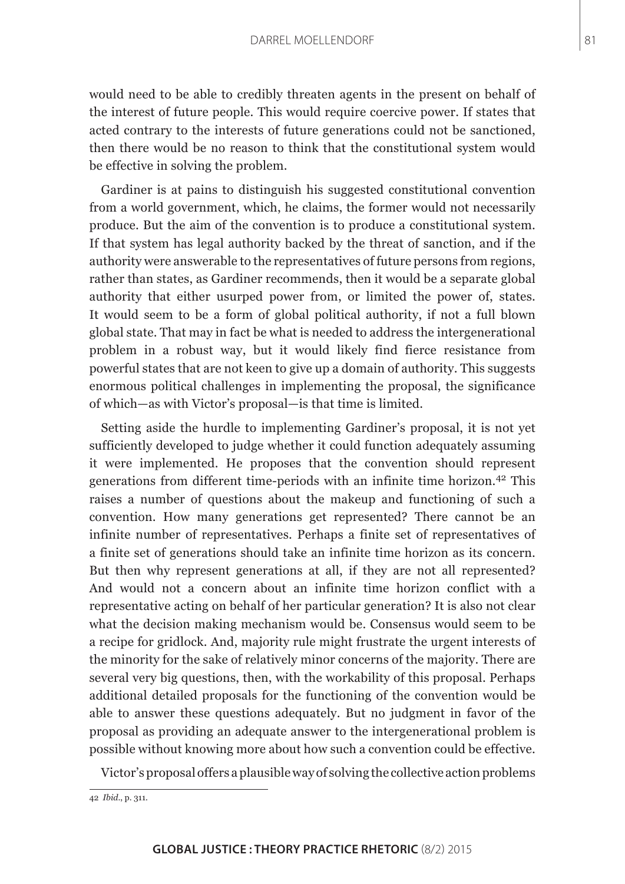would need to be able to credibly threaten agents in the present on behalf of the interest of future people. This would require coercive power. If states that acted contrary to the interests of future generations could not be sanctioned, then there would be no reason to think that the constitutional system would be effective in solving the problem.

Gardiner is at pains to distinguish his suggested constitutional convention from a world government, which, he claims, the former would not necessarily produce. But the aim of the convention is to produce a constitutional system. If that system has legal authority backed by the threat of sanction, and if the authority were answerable to the representatives of future persons from regions, rather than states, as Gardiner recommends, then it would be a separate global authority that either usurped power from, or limited the power of, states. It would seem to be a form of global political authority, if not a full blown global state. That may in fact be what is needed to address the intergenerational problem in a robust way, but it would likely find fierce resistance from powerful states that are not keen to give up a domain of authority. This suggests enormous political challenges in implementing the proposal, the significance of which—as with Victor's proposal—is that time is limited.

Setting aside the hurdle to implementing Gardiner's proposal, it is not yet sufficiently developed to judge whether it could function adequately assuming it were implemented. He proposes that the convention should represent generations from different time-periods with an infinite time horizon.[42] This raises a number of questions about the makeup and functioning of such a convention. How many generations get represented? There cannot be an infinite number of representatives. Perhaps a finite set of representatives of a finite set of generations should take an infinite time horizon as its concern. But then why represent generations at all, if they are not all represented? And would not a concern about an infinite time horizon conflict with a representative acting on behalf of her particular generation? It is also not clear what the decision making mechanism would be. Consensus would seem to be a recipe for gridlock. And, majority rule might frustrate the urgent interests of the minority for the sake of relatively minor concerns of the majority. There are several very big questions, then, with the workability of this proposal. Perhaps additional detailed proposals for the functioning of the convention would be able to answer these questions adequately. But no judgment in favor of the proposal as providing an adequate answer to the intergenerational problem is possible without knowing more about how such a convention could be effective.

Victor's proposal offers a plausible way of solving the collective action problems

---

42 *Ibid.*, p. 311.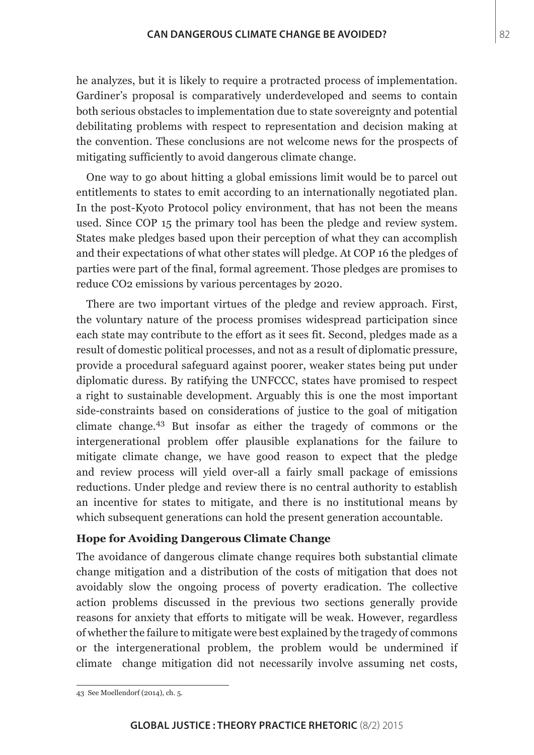he analyzes, but it is likely to require a protracted process of implementation. Gardiner's proposal is comparatively underdeveloped and seems to contain both serious obstacles to implementation due to state sovereignty and potential debilitating problems with respect to representation and decision making at the convention. These conclusions are not welcome news for the prospects of mitigating sufficiently to avoid dangerous climate change.

One way to go about hitting a global emissions limit would be to parcel out entitlements to states to emit according to an internationally negotiated plan. In the post-Kyoto Protocol policy environment, that has not been the means used. Since COP 15 the primary tool has been the pledge and review system. States make pledges based upon their perception of what they can accomplish and their expectations of what other states will pledge. At COP 16 the pledges of parties were part of the final, formal agreement. Those pledges are promises to reduce $CO_2$ emissions by various percentages by 2020.

There are two important virtues of the pledge and review approach. First, the voluntary nature of the process promises widespread participation since each state may contribute to the effort as it sees fit. Second, pledges made as a result of domestic political processes, and not as a result of diplomatic pressure, provide a procedural safeguard against poorer, weaker states being put under diplomatic duress. By ratifying the UNFCCC, states have promised to respect a right to sustainable development. Arguably this is one the most important side-constraints based on considerations of justice to the goal of mitigation climate change.[43] But insofar as either the tragedy of commons or the intergenerational problem offer plausible explanations for the failure to mitigate climate change, we have good reason to expect that the pledge and review process will yield over-all a fairly small package of emissions reductions. Under pledge and review there is no central authority to establish an incentive for states to mitigate, and there is no institutional means by which subsequent generations can hold the present generation accountable.

### Hope for Avoiding Dangerous Climate Change

The avoidance of dangerous climate change requires both substantial climate change mitigation and a distribution of the costs of mitigation that does not avoidably slow the ongoing process of poverty eradication. The collective action problems discussed in the previous two sections generally provide reasons for anxiety that efforts to mitigate will be weak. However, regardless of whether the failure to mitigate were best explained by the tragedy of commons or the intergenerational problem, the problem would be undermined if climate change mitigation did not necessarily involve assuming net costs,

---

43 See Moellendorf (2014), ch. 5.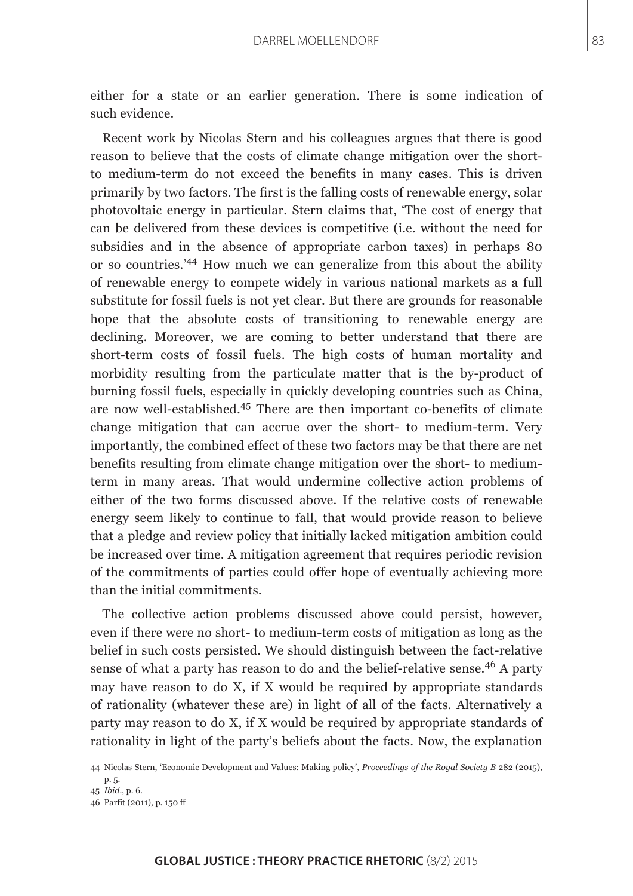either for a state or an earlier generation. There is some indication of such evidence.

Recent work by Nicolas Stern and his colleagues argues that there is good reason to believe that the costs of climate change mitigation over the short- to medium-term do not exceed the benefits in many cases. This is driven primarily by two factors. The first is the falling costs of renewable energy, solar photovoltaic energy in particular. Stern claims that, 'The cost of energy that can be delivered from these devices is competitive (i.e. without the need for subsidies and in the absence of appropriate carbon taxes) in perhaps 80 or so countries.'[44] How much we can generalize from this about the ability of renewable energy to compete widely in various national markets as a full substitute for fossil fuels is not yet clear. But there are grounds for reasonable hope that the absolute costs of transitioning to renewable energy are declining. Moreover, we are coming to better understand that there are short-term costs of fossil fuels. The high costs of human mortality and morbidity resulting from the particulate matter that is the by-product of burning fossil fuels, especially in quickly developing countries such as China, are now well-established.[45] There are then important co-benefits of climate change mitigation that can accrue over the short- to medium-term. Very importantly, the combined effect of these two factors may be that there are net benefits resulting from climate change mitigation over the short- to medium-term in many areas. That would undermine collective action problems of either of the two forms discussed above. If the relative costs of renewable energy seem likely to continue to fall, that would provide reason to believe that a pledge and review policy that initially lacked mitigation ambition could be increased over time. A mitigation agreement that requires periodic revision of the commitments of parties could offer hope of eventually achieving more than the initial commitments.

The collective action problems discussed above could persist, however, even if there were no short- to medium-term costs of mitigation as long as the belief in such costs persisted. We should distinguish between the fact-relative sense of what a party has reason to do and the belief-relative sense.[46] A party may have reason to do X, if X would be required by appropriate standards of rationality (whatever these are) in light of all of the facts. Alternatively a party may reason to do X, if X would be required by appropriate standards of rationality in light of the party's beliefs about the facts. Now, the explanation

---

44 Nicolas Stern, 'Economic Development and Values: Making policy', *Proceedings of the Royal Society B* 282 (2015), p. 5.

45 *Ibid.*, p. 6.

46 Parfit (2011), p. 150 ff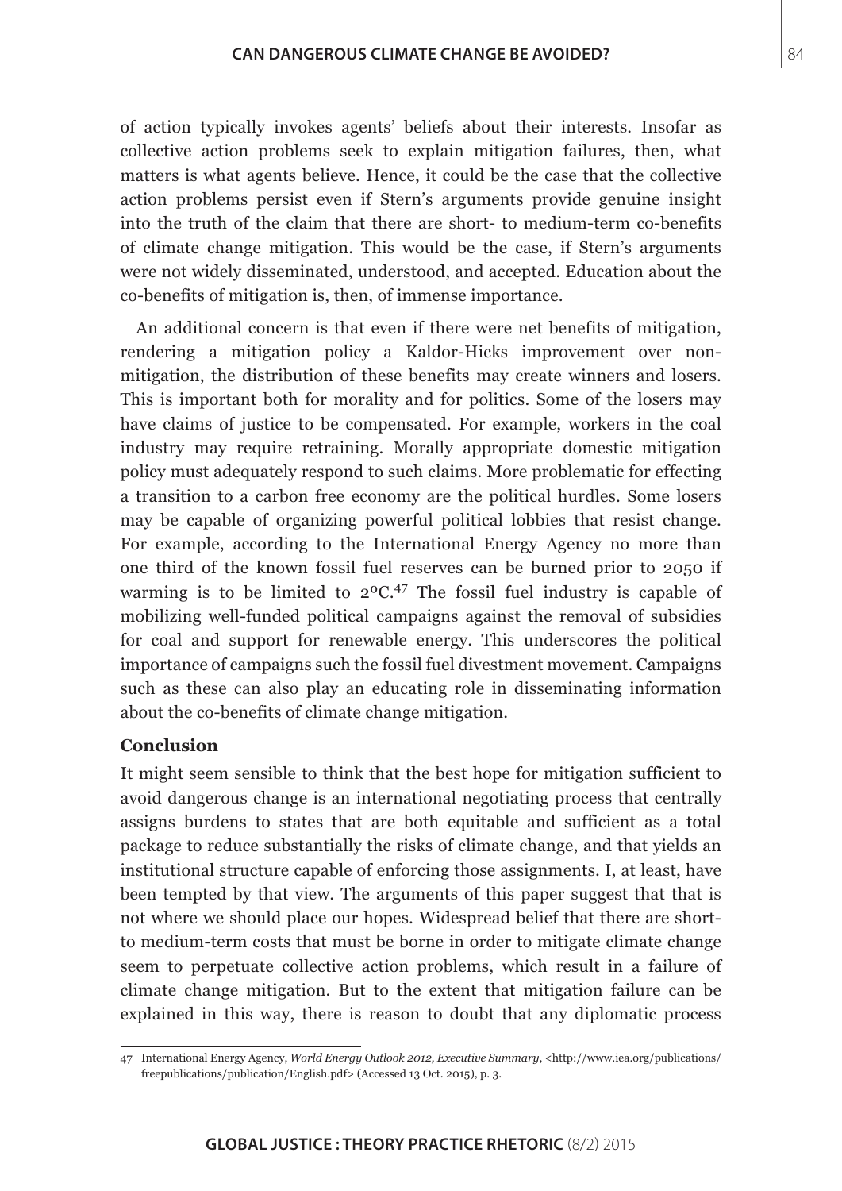of action typically invokes agents' beliefs about their interests. Insofar as collective action problems seek to explain mitigation failures, then, what matters is what agents believe. Hence, it could be the case that the collective action problems persist even if Stern's arguments provide genuine insight into the truth of the claim that there are short- to medium-term co-benefits of climate change mitigation. This would be the case, if Stern's arguments were not widely disseminated, understood, and accepted. Education about the co-benefits of mitigation is, then, of immense importance.

An additional concern is that even if there were net benefits of mitigation, rendering a mitigation policy a Kaldor-Hicks improvement over non-mitigation, the distribution of these benefits may create winners and losers. This is important both for morality and for politics. Some of the losers may have claims of justice to be compensated. For example, workers in the coal industry may require retraining. Morally appropriate domestic mitigation policy must adequately respond to such claims. More problematic for effecting a transition to a carbon free economy are the political hurdles. Some losers may be capable of organizing powerful political lobbies that resist change. For example, according to the International Energy Agency no more than one third of the known fossil fuel reserves can be burned prior to 2050 if warming is to be limited to 2ºC.[47] The fossil fuel industry is capable of mobilizing well-funded political campaigns against the removal of subsidies for coal and support for renewable energy. This underscores the political importance of campaigns such the fossil fuel divestment movement. Campaigns such as these can also play an educating role in disseminating information about the co-benefits of climate change mitigation.

**Conclusion**

It might seem sensible to think that the best hope for mitigation sufficient to avoid dangerous change is an international negotiating process that centrally assigns burdens to states that are both equitable and sufficient as a total package to reduce substantially the risks of climate change, and that yields an institutional structure capable of enforcing those assignments. I, at least, have been tempted by that view. The arguments of this paper suggest that that is not where we should place our hopes. Widespread belief that there are short- to medium-term costs that must be borne in order to mitigate climate change seem to perpetuate collective action problems, which result in a failure of climate change mitigation. But to the extent that mitigation failure can be explained in this way, there is reason to doubt that any diplomatic process

---

47 International Energy Agency, *World Energy Outlook 2012, Executive Summary*, <http://www.iea.org/publications/freepublications/publication/English.pdf> (Accessed 13 Oct. 2015), p. 3.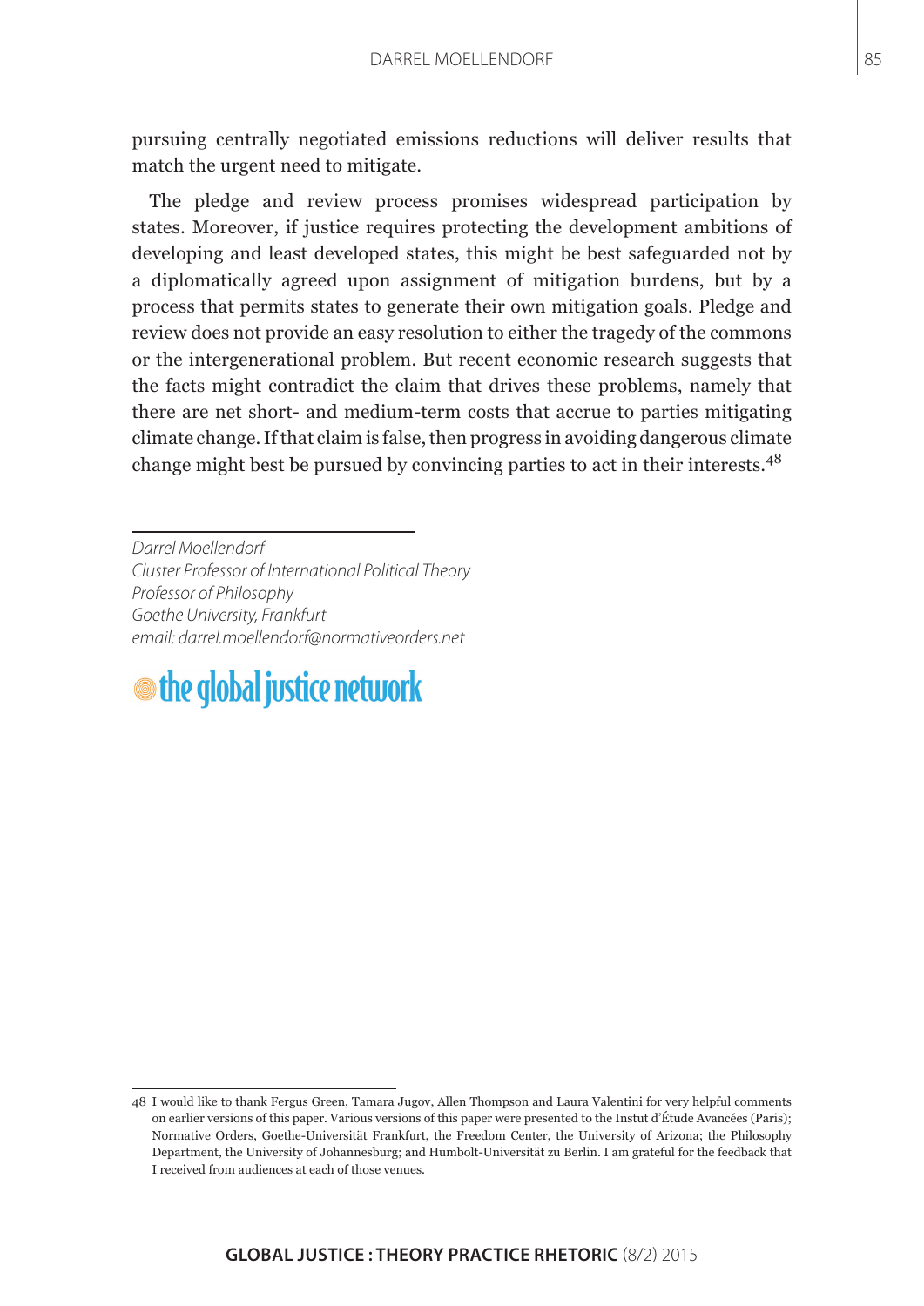pursuing centrally negotiated emissions reductions will deliver results that match the urgent need to mitigate.

The pledge and review process promises widespread participation by states. Moreover, if justice requires protecting the development ambitions of developing and least developed states, this might be best safeguarded not by a diplomatically agreed upon assignment of mitigation burdens, but by a process that permits states to generate their own mitigation goals. Pledge and review does not provide an easy resolution to either the tragedy of the commons or the intergenerational problem. But recent economic research suggests that the facts might contradict the claim that drives these problems, namely that there are net short- and medium-term costs that accrue to parties mitigating climate change. If that claim is false, then progress in avoiding dangerous climate change might best be pursued by convincing parties to act in their interests.[48]

---

*Darrel Moellendorf*
*Cluster Professor of International Political Theory*
*Professor of Philosophy*
*Goethe University, Frankfurt*
*email: darrel.moellendorf@normativeorders.net*

the global justice network

---

48 I would like to thank Fergus Green, Tamara Jugov, Allen Thompson and Laura Valentini for very helpful comments on earlier versions of this paper. Various versions of this paper were presented to the Instut d'Étude Avancées (Paris); Normative Orders, Goethe-Universität Frankfurt, the Freedom Center, the University of Arizona; the Philosophy Department, the University of Johannesburg; and Humbolt-Universität zu Berlin. I am grateful for the feedback that I received from audiences at each of those venues.